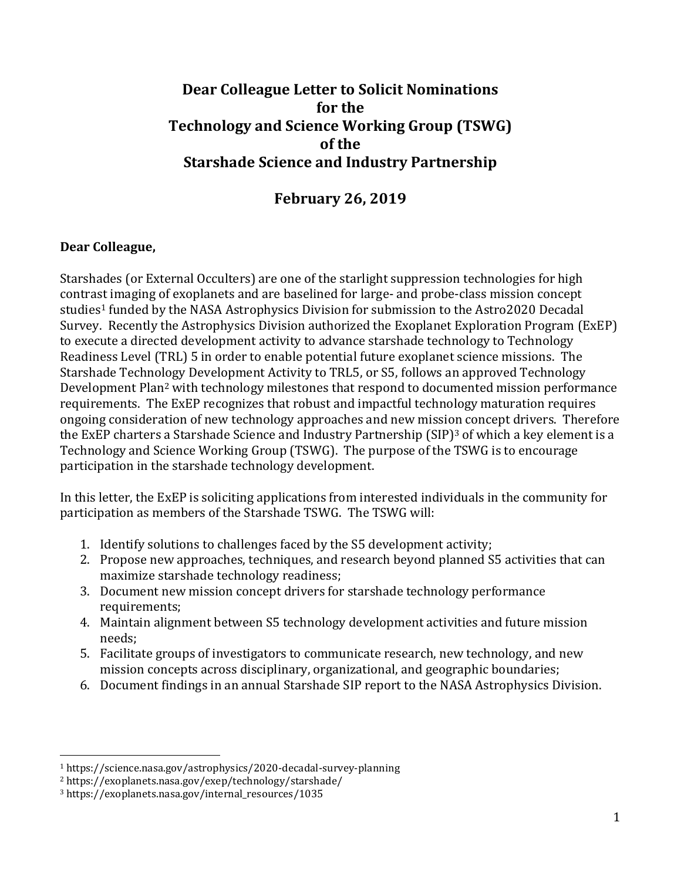# Dear Colleague Letter to Solicit Nominations for the Technology and Science Working Group (TSWG) of the Starshade Science and Industry Partnership

## February 26, 2019

**Dear Colleague,**

Starshades (or External Occulters) are one of the starlight suppression technologies for high contrast imaging of exoplanets and are baselined for large- and probe-class mission concept studies[1] funded by the NASA Astrophysics Division for submission to the Astro2020 Decadal Survey. Recently the Astrophysics Division authorized the Exoplanet Exploration Program (ExEP) to execute a directed development activity to advance starshade technology to Technology Readiness Level (TRL) 5 in order to enable potential future exoplanet science missions. The Starshade Technology Development Activity to TRL5, or S5, follows an approved Technology Development Plan[2] with technology milestones that respond to documented mission performance requirements. The ExEP recognizes that robust and impactful technology maturation requires ongoing consideration of new technology approaches and new mission concept drivers. Therefore the ExEP charters a Starshade Science and Industry Partnership (SIP)[3] of which a key element is a Technology and Science Working Group (TSWG). The purpose of the TSWG is to encourage participation in the starshade technology development.

In this letter, the ExEP is soliciting applications from interested individuals in the community for participation as members of the Starshade TSWG. The TSWG will:

1. Identify solutions to challenges faced by the S5 development activity;
2. Propose new approaches, techniques, and research beyond planned S5 activities that can maximize starshade technology readiness;
3. Document new mission concept drivers for starshade technology performance requirements;
4. Maintain alignment between S5 technology development activities and future mission needs;
5. Facilitate groups of investigators to communicate research, new technology, and new mission concepts across disciplinary, organizational, and geographic boundaries;
6. Document findings in an annual Starshade SIP report to the NASA Astrophysics Division.

---

[1] https://science.nasa.gov/astrophysics/2020-decadal-survey-planning

[2] https://exoplanets.nasa.gov/exep/technology/starshade/

[3] https://exoplanets.nasa.gov/internal_resources/1035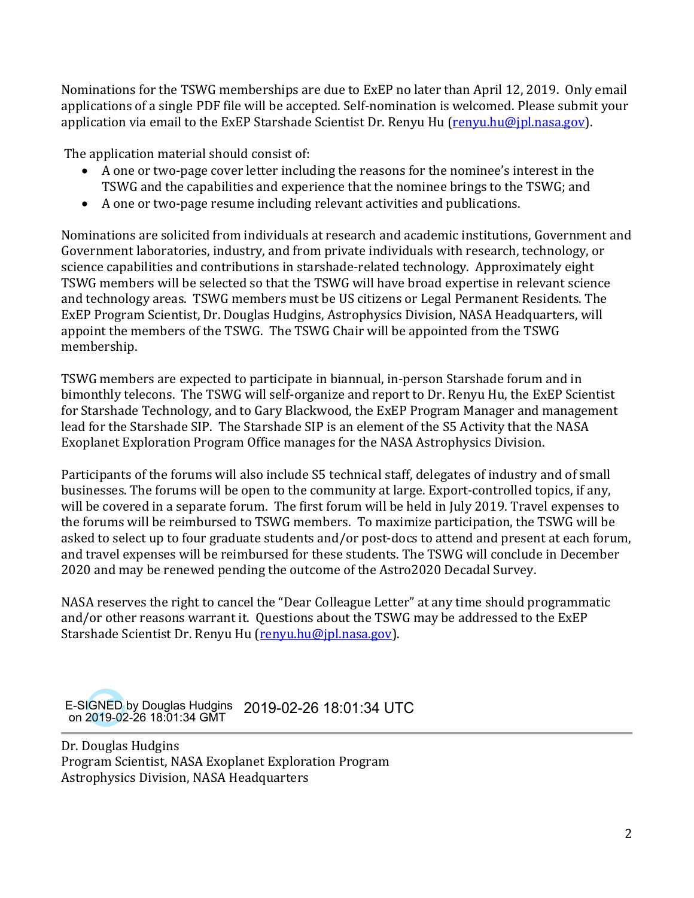Nominations for the TSWG memberships are due to ExEP no later than April 12, 2019. Only email applications of a single PDF file will be accepted. Self-nomination is welcomed. Please submit your application via email to the ExEP Starshade Scientist Dr. Renyu Hu (renyu.hu@jpl.nasa.gov).

The application material should consist of:

- A one or two-page cover letter including the reasons for the nominee's interest in the TSWG and the capabilities and experience that the nominee brings to the TSWG; and
- A one or two-page resume including relevant activities and publications.

Nominations are solicited from individuals at research and academic institutions, Government and Government laboratories, industry, and from private individuals with research, technology, or science capabilities and contributions in starshade-related technology. Approximately eight TSWG members will be selected so that the TSWG will have broad expertise in relevant science and technology areas. TSWG members must be US citizens or Legal Permanent Residents. The ExEP Program Scientist, Dr. Douglas Hudgins, Astrophysics Division, NASA Headquarters, will appoint the members of the TSWG. The TSWG Chair will be appointed from the TSWG membership.

TSWG members are expected to participate in biannual, in-person Starshade forum and in bimonthly telecons. The TSWG will self-organize and report to Dr. Renyu Hu, the ExEP Scientist for Starshade Technology, and to Gary Blackwood, the ExEP Program Manager and management lead for the Starshade SIP. The Starshade SIP is an element of the S5 Activity that the NASA Exoplanet Exploration Program Office manages for the NASA Astrophysics Division.

Participants of the forums will also include S5 technical staff, delegates of industry and of small businesses. The forums will be open to the community at large. Export-controlled topics, if any, will be covered in a separate forum. The first forum will be held in July 2019. Travel expenses to the forums will be reimbursed to TSWG members. To maximize participation, the TSWG will be asked to select up to four graduate students and/or post-docs to attend and present at each forum, and travel expenses will be reimbursed for these students. The TSWG will conclude in December 2020 and may be renewed pending the outcome of the Astro2020 Decadal Survey.

NASA reserves the right to cancel the "Dear Colleague Letter" at any time should programmatic and/or other reasons warrant it. Questions about the TSWG may be addressed to the ExEP Starshade Scientist Dr. Renyu Hu (renyu.hu@jpl.nasa.gov).

E-SIGNED by Douglas Hudgins on 2019-02-26 18:01:34 GMT 2019-02-26 18:01:34 UTC

Dr. Douglas Hudgins
Program Scientist, NASA Exoplanet Exploration Program
Astrophysics Division, NASA Headquarters